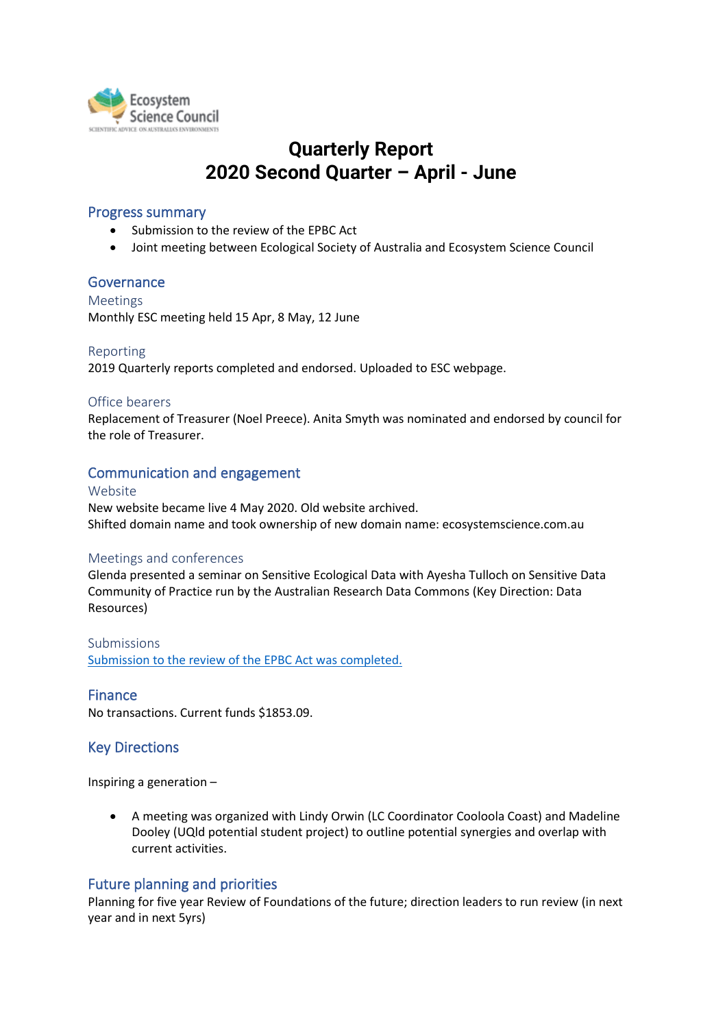Ecosystem Science Council
SCIENTIFIC ADVICE ON AUSTRALIA'S ENVIRONMENTS

# Quarterly Report
# 2020 Second Quarter – April - June

## Progress summary

- Submission to the review of the EPBC Act
- Joint meeting between Ecological Society of Australia and Ecosystem Science Council

## Governance

### Meetings

Monthly ESC meeting held 15 Apr, 8 May, 12 June

### Reporting

2019 Quarterly reports completed and endorsed. Uploaded to ESC webpage.

### Office bearers

Replacement of Treasurer (Noel Preece). Anita Smyth was nominated and endorsed by council for the role of Treasurer.

## Communication and engagement

### Website

New website became live 4 May 2020. Old website archived.
Shifted domain name and took ownership of new domain name: ecosystemscience.com.au

### Meetings and conferences

Glenda presented a seminar on Sensitive Ecological Data with Ayesha Tulloch on Sensitive Data Community of Practice run by the Australian Research Data Commons (Key Direction: Data Resources)

### Submissions

Submission to the review of the EPBC Act was completed.

## Finance

No transactions. Current funds $1853.09.

## Key Directions

Inspiring a generation –

- A meeting was organized with Lindy Orwin (LC Coordinator Cooloola Coast) and Madeline Dooley (UQld potential student project) to outline potential synergies and overlap with current activities.

## Future planning and priorities

Planning for five year Review of Foundations of the future; direction leaders to run review (in next year and in next 5yrs)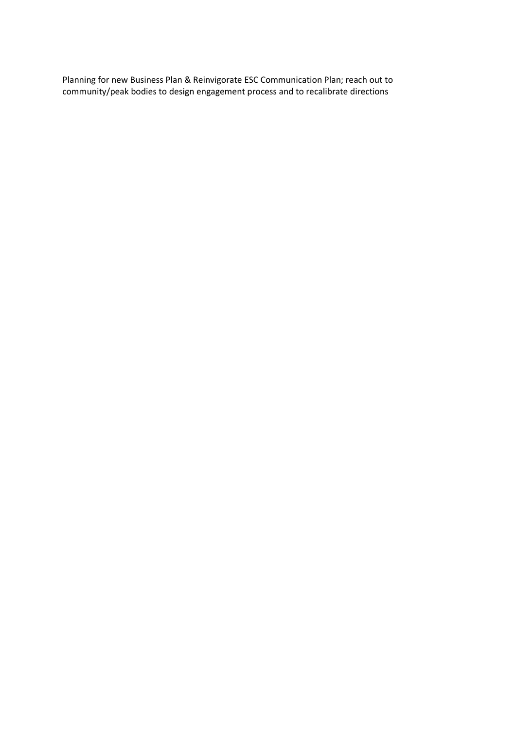Planning for new Business Plan & Reinvigorate ESC Communication Plan; reach out to community/peak bodies to design engagement process and to recalibrate directions